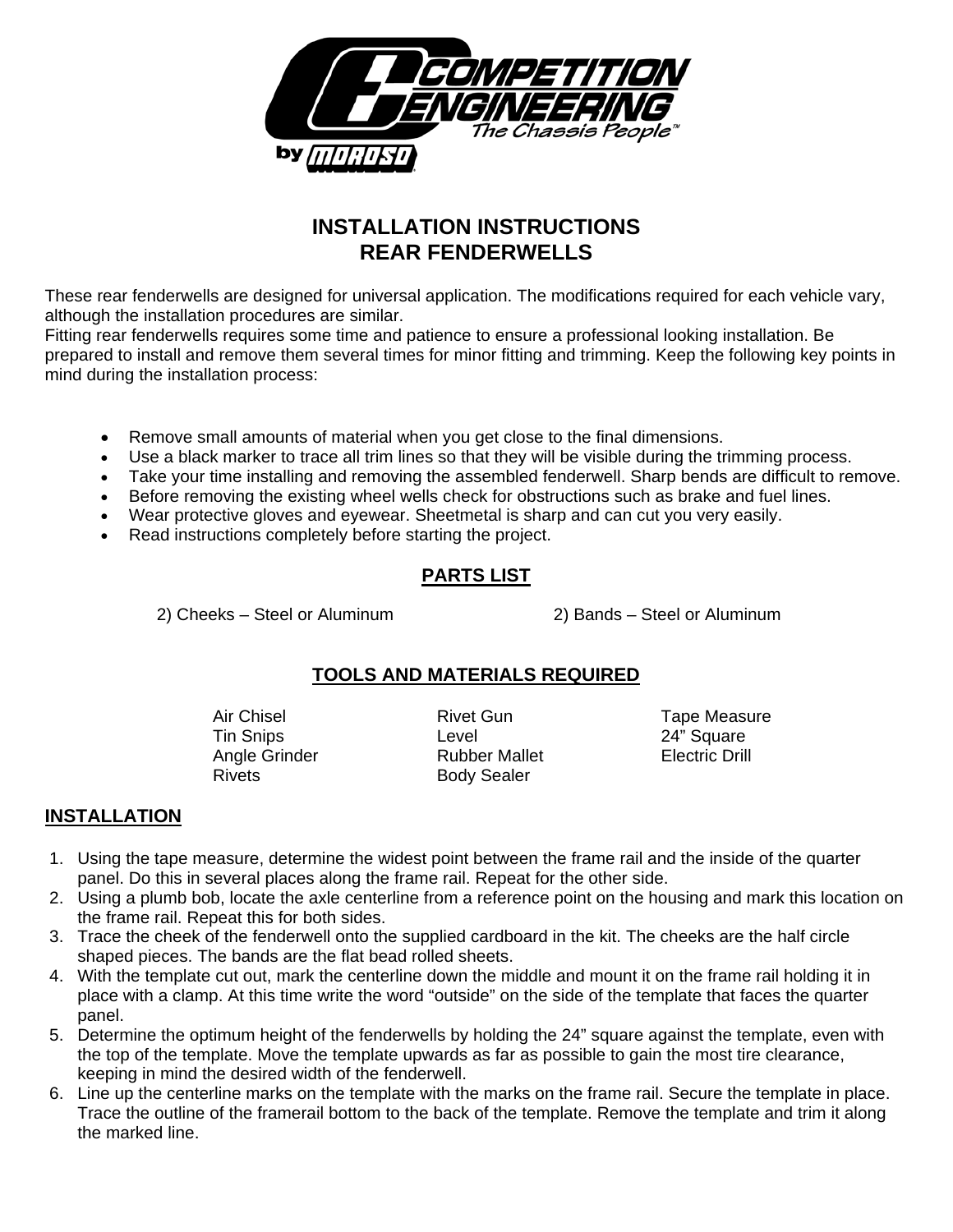# INSTALLATION INSTRUCTIONS
# REAR FENDERWELLS

These rear fenderwells are designed for universal application. The modifications required for each vehicle vary, although the installation procedures are similar.
Fitting rear fenderwells requires some time and patience to ensure a professional looking installation. Be prepared to install and remove them several times for minor fitting and trimming. Keep the following key points in mind during the installation process:

- Remove small amounts of material when you get close to the final dimensions.
- Use a black marker to trace all trim lines so that they will be visible during the trimming process.
- Take your time installing and removing the assembled fenderwell. Sharp bends are difficult to remove.
- Before removing the existing wheel wells check for obstructions such as brake and fuel lines.
- Wear protective gloves and eyewear. Sheetmetal is sharp and can cut you very easily.
- Read instructions completely before starting the project.

## PARTS LIST

2) Cheeks – Steel or Aluminum

2) Bands – Steel or Aluminum

## TOOLS AND MATERIALS REQUIRED

| | | |
|---|---|---|
| Air Chisel | Rivet Gun | Tape Measure |
| Tin Snips | Level | 24" Square |
| Angle Grinder | Rubber Mallet | Electric Drill |
| Rivets | Body Sealer | |

## INSTALLATION

1. Using the tape measure, determine the widest point between the frame rail and the inside of the quarter panel. Do this in several places along the frame rail. Repeat for the other side.
2. Using a plumb bob, locate the axle centerline from a reference point on the housing and mark this location on the frame rail. Repeat this for both sides.
3. Trace the cheek of the fenderwell onto the supplied cardboard in the kit. The cheeks are the half circle shaped pieces. The bands are the flat bead rolled sheets.
4. With the template cut out, mark the centerline down the middle and mount it on the frame rail holding it in place with a clamp. At this time write the word "outside" on the side of the template that faces the quarter panel.
5. Determine the optimum height of the fenderwells by holding the 24" square against the template, even with the top of the template. Move the template upwards as far as possible to gain the most tire clearance, keeping in mind the desired width of the fenderwell.
6. Line up the centerline marks on the template with the marks on the frame rail. Secure the template in place. Trace the outline of the framerail bottom to the back of the template. Remove the template and trim it along the marked line.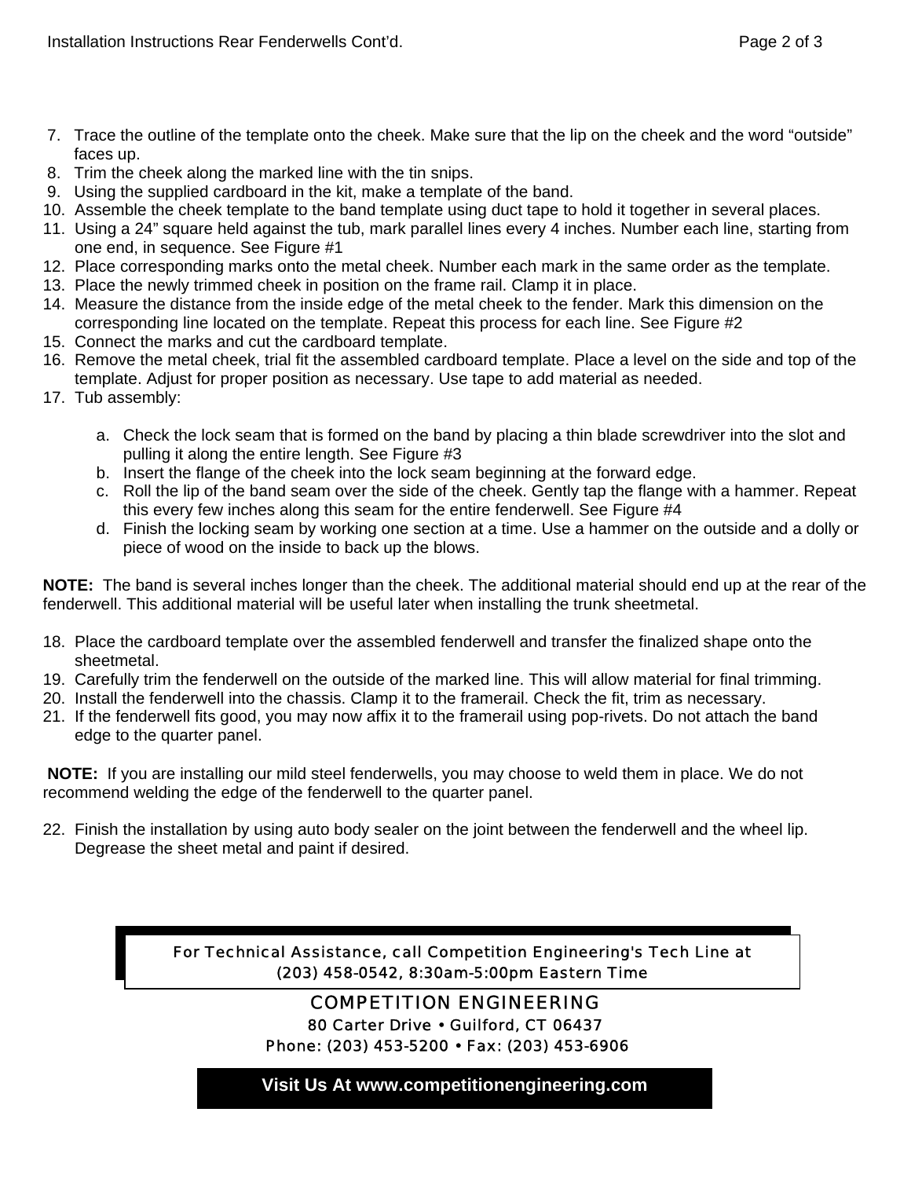7. Trace the outline of the template onto the cheek. Make sure that the lip on the cheek and the word “outside” faces up.
8. Trim the cheek along the marked line with the tin snips.
9. Using the supplied cardboard in the kit, make a template of the band.
10. Assemble the cheek template to the band template using duct tape to hold it together in several places.
11. Using a 24” square held against the tub, mark parallel lines every 4 inches. Number each line, starting from one end, in sequence. See Figure #1
12. Place corresponding marks onto the metal cheek. Number each mark in the same order as the template.
13. Place the newly trimmed cheek in position on the frame rail. Clamp it in place.
14. Measure the distance from the inside edge of the metal cheek to the fender. Mark this dimension on the corresponding line located on the template. Repeat this process for each line. See Figure #2
15. Connect the marks and cut the cardboard template.
16. Remove the metal cheek, trial fit the assembled cardboard template. Place a level on the side and top of the template. Adjust for proper position as necessary. Use tape to add material as needed.
17. Tub assembly:

    a. Check the lock seam that is formed on the band by placing a thin blade screwdriver into the slot and pulling it along the entire length. See Figure #3
    b. Insert the flange of the cheek into the lock seam beginning at the forward edge.
    c. Roll the lip of the band seam over the side of the cheek. Gently tap the flange with a hammer. Repeat this every few inches along this seam for the entire fenderwell. See Figure #4
    d. Finish the locking seam by working one section at a time. Use a hammer on the outside and a dolly or piece of wood on the inside to back up the blows.

**NOTE:** The band is several inches longer than the cheek. The additional material should end up at the rear of the fenderwell. This additional material will be useful later when installing the trunk sheetmetal.

18. Place the cardboard template over the assembled fenderwell and transfer the finalized shape onto the sheetmetal.
19. Carefully trim the fenderwell on the outside of the marked line. This will allow material for final trimming.
20. Install the fenderwell into the chassis. Clamp it to the framerail. Check the fit, trim as necessary.
21. If the fenderwell fits good, you may now affix it to the framerail using pop-rivets. Do not attach the band edge to the quarter panel.

**NOTE:** If you are installing our mild steel fenderwells, you may choose to weld them in place. We do not recommend welding the edge of the fenderwell to the quarter panel.

22. Finish the installation by using auto body sealer on the joint between the fenderwell and the wheel lip. Degrease the sheet metal and paint if desired.

For Technical Assistance, call Competition Engineering's Tech Line at (203) 458-0542, 8:30am-5:00pm Eastern Time

COMPETITION ENGINEERING
80 Carter Drive • Guilford, CT 06437
Phone: (203) 453-5200 • Fax: (203) 453-6906

**Visit Us At www.competitionengineering.com**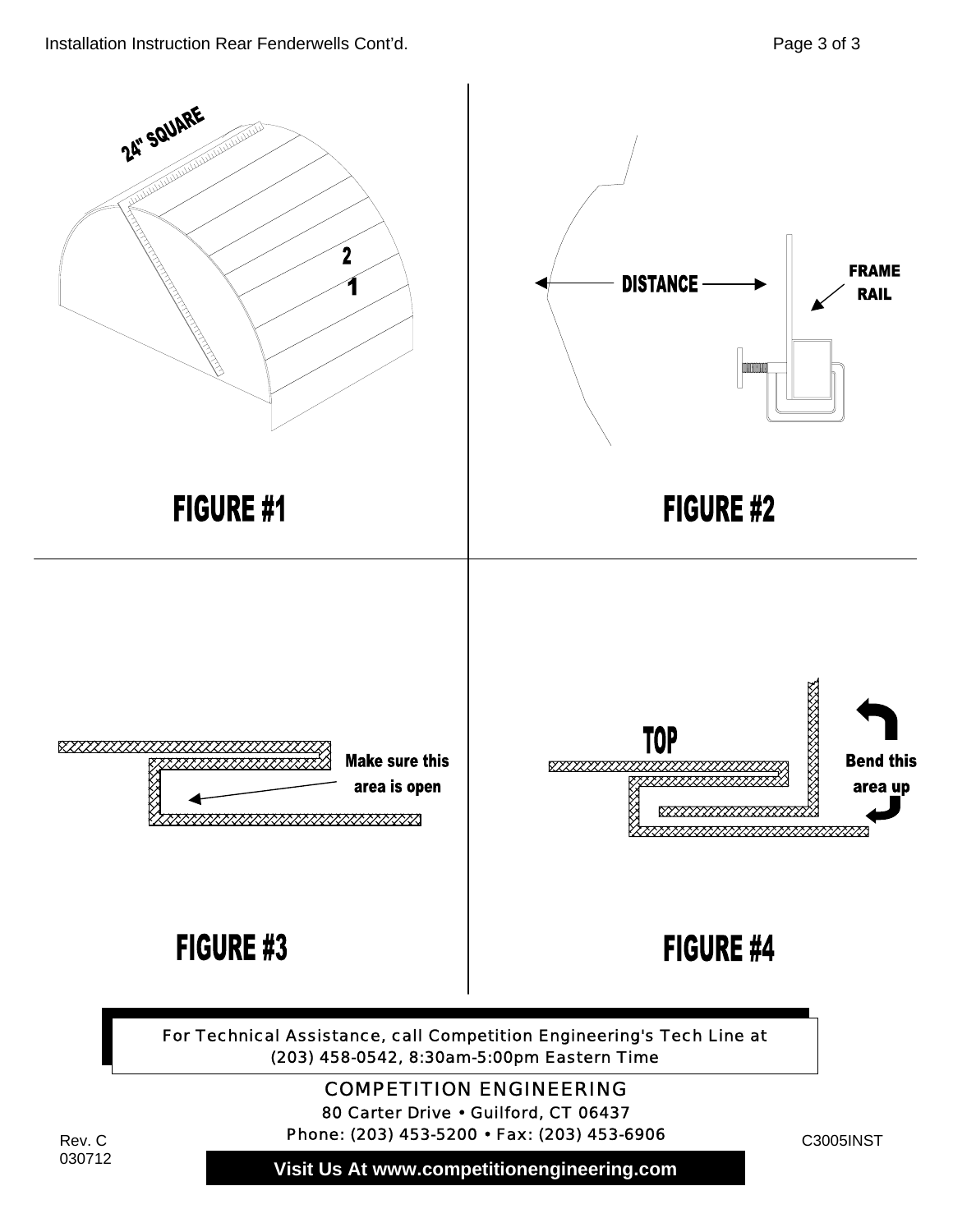24" SQUARE

2

1

**FIGURE #1**

DISTANCE

FRAME RAIL

**FIGURE #2**

Make sure this area is open

**FIGURE #3**

TOP

Bend this area up

**FIGURE #4**

For Technical Assistance, call Competition Engineering's Tech Line at (203) 458-0542, 8:30am-5:00pm Eastern Time

COMPETITION ENGINEERING
80 Carter Drive • Guilford, CT 06437
Phone: (203) 453-5200 • Fax: (203) 453-6906

Rev. C
030712

C3005INST

**Visit Us At www.competitionengineering.com**